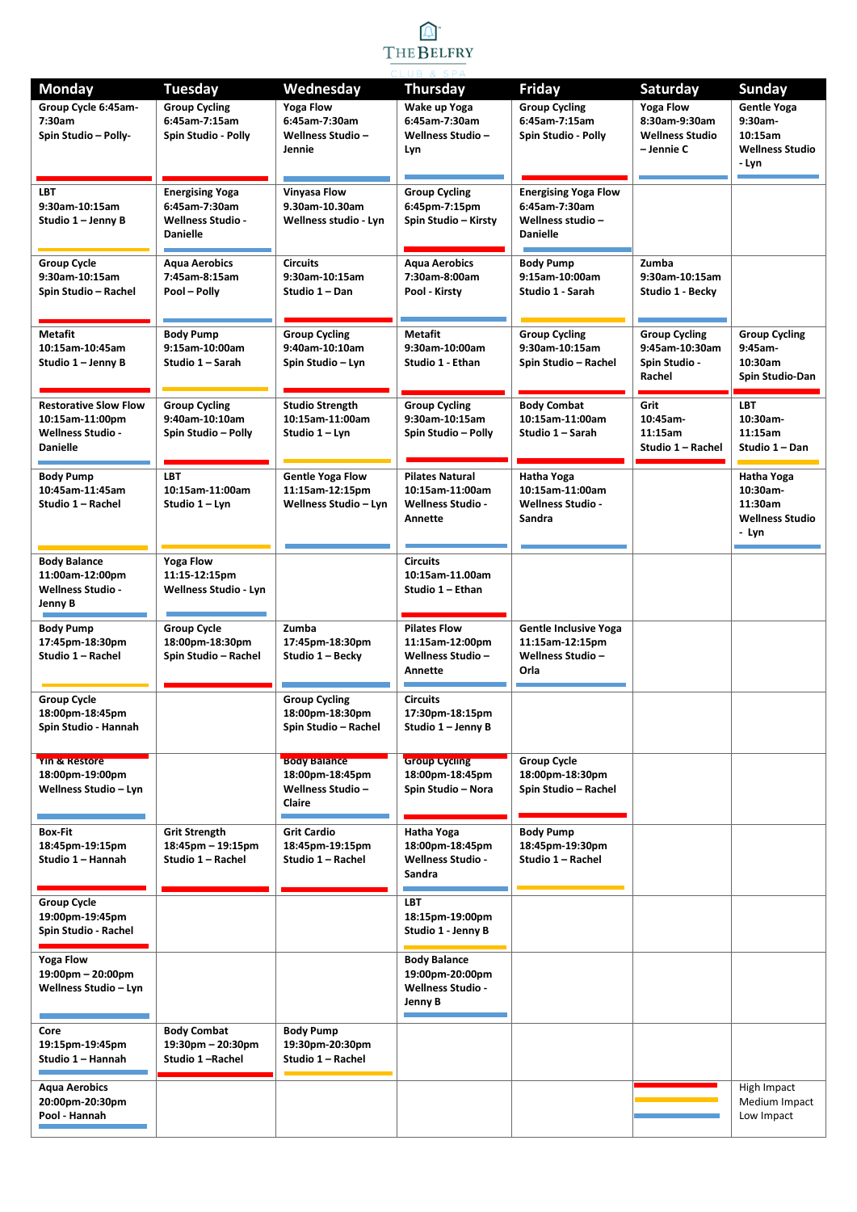# THE BELFRY

CLUB & SPA

| Monday | Tuesday | Wednesday | Thursday | Friday | Saturday | Sunday |
|---|---|---|---|---|---|---|
| Group Cycle 6:45am-7:30am Spin Studio – Polly- | Group Cycling 6:45am-7:15am Spin Studio - Polly | Yoga Flow 6:45am-7:30am Wellness Studio – Jennie | Wake up Yoga 6:45am-7:30am Wellness Studio – Lyn | Group Cycling 6:45am-7:15am Spin Studio - Polly | Yoga Flow 8:30am-9:30am Wellness Studio – Jennie C | Gentle Yoga 9:30am-10:15am Wellness Studio - Lyn |
| LBT 9:30am-10:15am Studio 1 – Jenny B | Energising Yoga 6:45am-7:30am Wellness Studio - Danielle | Vinyasa Flow 9.30am-10.30am Wellness studio - Lyn | Group Cycling 6:45pm-7:15pm Spin Studio – Kirsty | Energising Yoga Flow 6:45am-7:30am Wellness studio – Danielle | | |
| Group Cycle 9:30am-10:15am Spin Studio – Rachel | Aqua Aerobics 7:45am-8:15am Pool – Polly | Circuits 9:30am-10:15am Studio 1 – Dan | Aqua Aerobics 7:30am-8:00am Pool - Kirsty | Body Pump 9:15am-10:00am Studio 1 - Sarah | Zumba 9:30am-10:15am Studio 1 - Becky | |
| Metafit 10:15am-10:45am Studio 1 – Jenny B | Body Pump 9:15am-10:00am Studio 1 – Sarah | Group Cycling 9:40am-10:10am Spin Studio – Lyn | Metafit 9:30am-10:00am Studio 1 - Ethan | Group Cycling 9:30am-10:15am Spin Studio – Rachel | Group Cycling 9:45am-10:30am Spin Studio - Rachel | Group Cycling 9:45am-10:30am Spin Studio-Dan |
| Restorative Slow Flow 10:15am-11:00pm Wellness Studio - Danielle | Group Cycling 9:40am-10:10am Spin Studio – Polly | Studio Strength 10:15am-11:00am Studio 1 – Lyn | Group Cycling 9:30am-10:15am Spin Studio – Polly | Body Combat 10:15am-11:00am Studio 1 – Sarah | Grit 10:45am-11:15am Studio 1 – Rachel | LBT 10:30am-11:15am Studio 1 – Dan |
| Body Pump 10:45am-11:45am Studio 1 – Rachel | LBT 10:15am-11:00am Studio 1 – Lyn | Gentle Yoga Flow 11:15am-12:15pm Wellness Studio – Lyn | Pilates Natural 10:15am-11:00am Wellness Studio - Annette | Hatha Yoga 10:15am-11:00am Wellness Studio - Sandra | | Hatha Yoga 10:30am-11:30am Wellness Studio - Lyn |
| Body Balance 11:00am-12:00pm Wellness Studio - Jenny B | Yoga Flow 11:15-12:15pm Wellness Studio - Lyn | | Circuits 10:15am-11.00am Studio 1 – Ethan | | | |
| Body Pump 17:45pm-18:30pm Studio 1 – Rachel | Group Cycle 18:00pm-18:30pm Spin Studio – Rachel | Zumba 17:45pm-18:30pm Studio 1 – Becky | Pilates Flow 11:15am-12:00pm Wellness Studio – Annette | Gentle Inclusive Yoga 11:15am-12:15pm Wellness Studio – Orla | | |
| Group Cycle 18:00pm-18:45pm Spin Studio - Hannah | | Group Cycling 18:00pm-18:30pm Spin Studio – Rachel | Circuits 17:30pm-18:15pm Studio 1 – Jenny B | | | |
| Yin & Restore 18:00pm-19:00pm Wellness Studio – Lyn | | Body Balance 18:00pm-18:45pm Wellness Studio – Claire | Group Cycling 18:00pm-18:45pm Spin Studio – Nora | Group Cycle 18:00pm-18:30pm Spin Studio – Rachel | | |
| Box-Fit 18:45pm-19:15pm Studio 1 – Hannah | Grit Strength 18:45pm – 19:15pm Studio 1 – Rachel | Grit Cardio 18:45pm-19:15pm Studio 1 – Rachel | Hatha Yoga 18:00pm-18:45pm Wellness Studio - Sandra | Body Pump 18:45pm-19:30pm Studio 1 – Rachel | | |
| Group Cycle 19:00pm-19:45pm Spin Studio - Rachel | | | LBT 18:15pm-19:00pm Studio 1 - Jenny B | | | |
| Yoga Flow 19:00pm – 20:00pm Wellness Studio – Lyn | | | Body Balance 19:00pm-20:00pm Wellness Studio - Jenny B | | | |
| Core 19:15pm-19:45pm Studio 1 – Hannah | Body Combat 19:30pm – 20:30pm Studio 1 –Rachel | Body Pump 19:30pm-20:30pm Studio 1 – Rachel | | | | |
| Aqua Aerobics 20:00pm-20:30pm Pool - Hannah | | | | | (red / yellow / blue) | High Impact / Medium Impact / Low Impact |

**Key:** Red – High Impact; Yellow – Medium Impact; Blue – Low Impact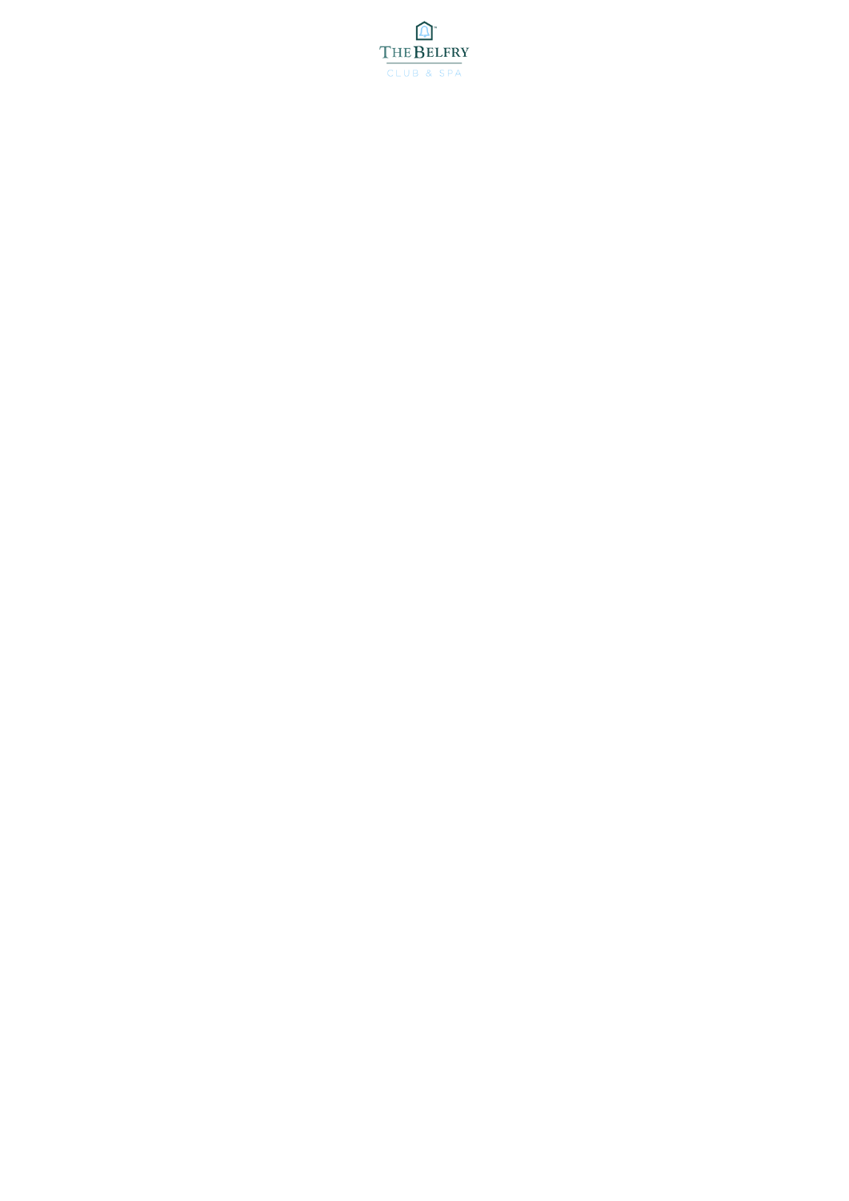THE BELFRY

CLUB & SPA